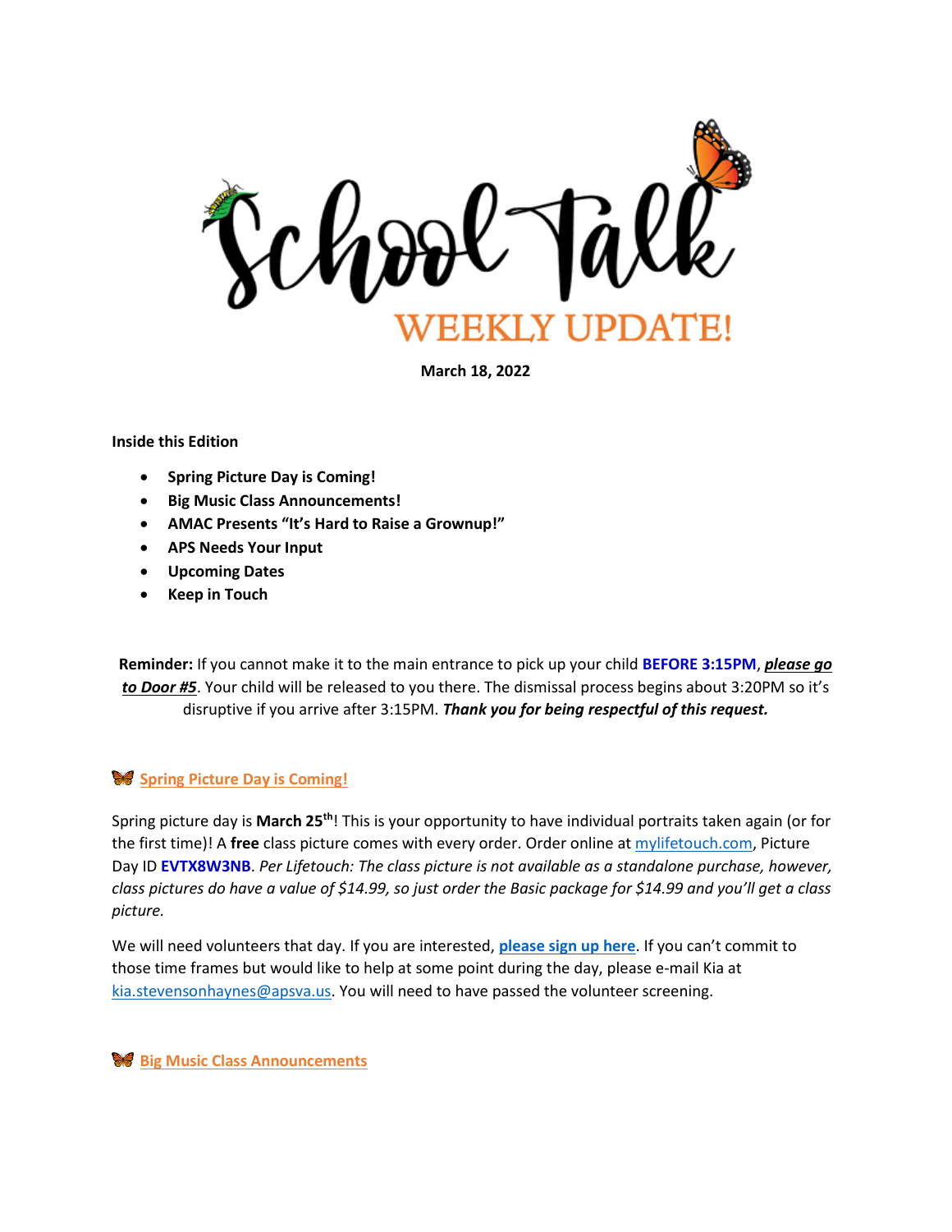# School Talk

## WEEKLY UPDATE!

**March 18, 2022**

**Inside this Edition**

- **Spring Picture Day is Coming!**
- **Big Music Class Announcements!**
- **AMAC Presents "It's Hard to Raise a Grownup!"**
- **APS Needs Your Input**
- **Upcoming Dates**
- **Keep in Touch**

**Reminder:** If you cannot make it to the main entrance to pick up your child **BEFORE 3:15PM**, ***please go to Door #5***. Your child will be released to you there. The dismissal process begins about 3:20PM so it's disruptive if you arrive after 3:15PM. ***Thank you for being respectful of this request.***

## Spring Picture Day is Coming!

Spring picture day is **March 25th**! This is your opportunity to have individual portraits taken again (or for the first time)! A **free** class picture comes with every order. Order online at mylifetouch.com, Picture Day ID **EVTX8W3NB**. *Per Lifetouch: The class picture is not available as a standalone purchase, however, class pictures do have a value of $14.99, so just order the Basic package for $14.99 and you'll get a class picture.*

We will need volunteers that day. If you are interested, **please sign up here**. If you can't commit to those time frames but would like to help at some point during the day, please e-mail Kia at kia.stevensonhaynes@apsva.us. You will need to have passed the volunteer screening.

## Big Music Class Announcements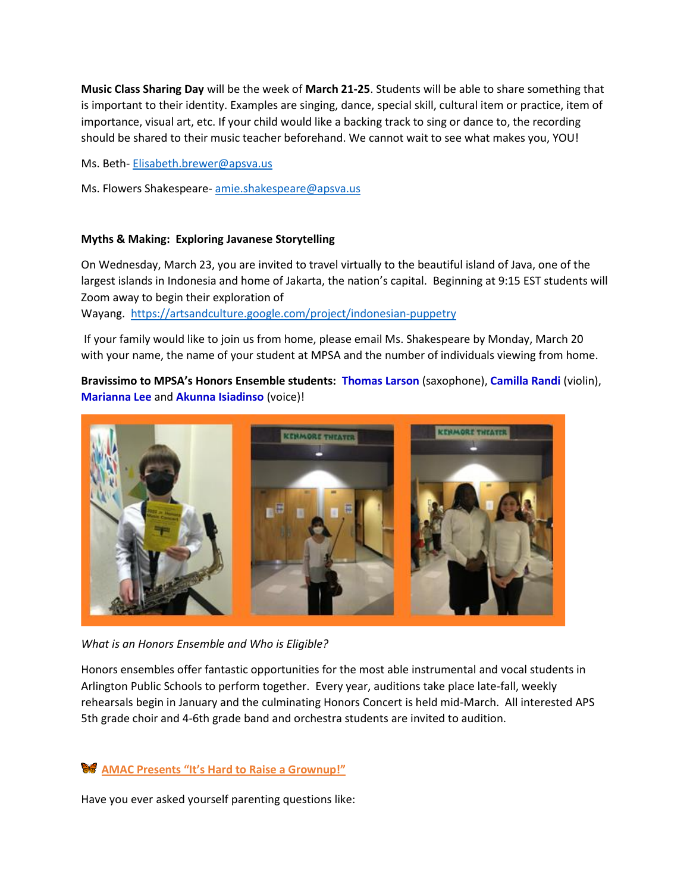**Music Class Sharing Day** will be the week of **March 21-25**. Students will be able to share something that is important to their identity. Examples are singing, dance, special skill, cultural item or practice, item of importance, visual art, etc. If your child would like a backing track to sing or dance to, the recording should be shared to their music teacher beforehand. We cannot wait to see what makes you, YOU!

Ms. Beth- Elisabeth.brewer@apsva.us

Ms. Flowers Shakespeare- amie.shakespeare@apsva.us

**Myths & Making: Exploring Javanese Storytelling**

On Wednesday, March 23, you are invited to travel virtually to the beautiful island of Java, one of the largest islands in Indonesia and home of Jakarta, the nation's capital. Beginning at 9:15 EST students will Zoom away to begin their exploration of Wayang. https://artsandculture.google.com/project/indonesian-puppetry

If your family would like to join us from home, please email Ms. Shakespeare by Monday, March 20 with your name, the name of your student at MPSA and the number of individuals viewing from home.

**Bravissimo to MPSA's Honors Ensemble students: Thomas Larson** (saxophone), **Camilla Randi** (violin), **Marianna Lee** and **Akunna Isiadinso** (voice)!

*What is an Honors Ensemble and Who is Eligible?*

Honors ensembles offer fantastic opportunities for the most able instrumental and vocal students in Arlington Public Schools to perform together. Every year, auditions take place late-fall, weekly rehearsals begin in January and the culminating Honors Concert is held mid-March. All interested APS 5th grade choir and 4-6th grade band and orchestra students are invited to audition.

**AMAC Presents "It's Hard to Raise a Grownup!"**

Have you ever asked yourself parenting questions like: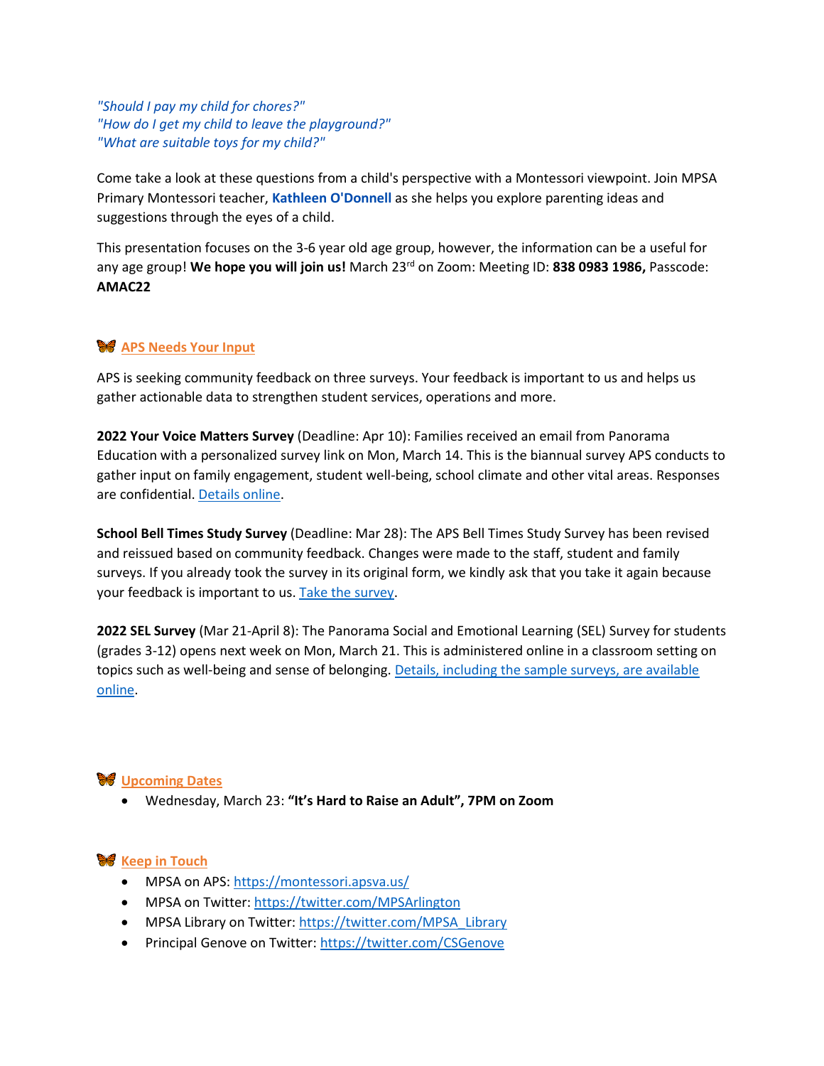*"Should I pay my child for chores?"*
*"How do I get my child to leave the playground?"*
*"What are suitable toys for my child?"*

Come take a look at these questions from a child's perspective with a Montessori viewpoint. Join MPSA Primary Montessori teacher, **Kathleen O'Donnell** as she helps you explore parenting ideas and suggestions through the eyes of a child.

This presentation focuses on the 3-6 year old age group, however, the information can be a useful for any age group! **We hope you will join us!** March 23rd on Zoom: Meeting ID: **838 0983 1986,** Passcode: **AMAC22**

## 🦋 APS Needs Your Input

APS is seeking community feedback on three surveys. Your feedback is important to us and helps us gather actionable data to strengthen student services, operations and more.

**2022 Your Voice Matters Survey** (Deadline: Apr 10): Families received an email from Panorama Education with a personalized survey link on Mon, March 14. This is the biannual survey APS conducts to gather input on family engagement, student well-being, school climate and other vital areas. Responses are confidential. Details online.

**School Bell Times Study Survey** (Deadline: Mar 28): The APS Bell Times Study Survey has been revised and reissued based on community feedback. Changes were made to the staff, student and family surveys. If you already took the survey in its original form, we kindly ask that you take it again because your feedback is important to us. Take the survey.

**2022 SEL Survey** (Mar 21-April 8): The Panorama Social and Emotional Learning (SEL) Survey for students (grades 3-12) opens next week on Mon, March 21. This is administered online in a classroom setting on topics such as well-being and sense of belonging. Details, including the sample surveys, are available online.

## 🦋 Upcoming Dates

- Wednesday, March 23: **"It's Hard to Raise an Adult", 7PM on Zoom**

## 🦋 Keep in Touch

- MPSA on APS: https://montessori.apsva.us/
- MPSA on Twitter: https://twitter.com/MPSArlington
- MPSA Library on Twitter: https://twitter.com/MPSA_Library
- Principal Genove on Twitter: https://twitter.com/CSGenove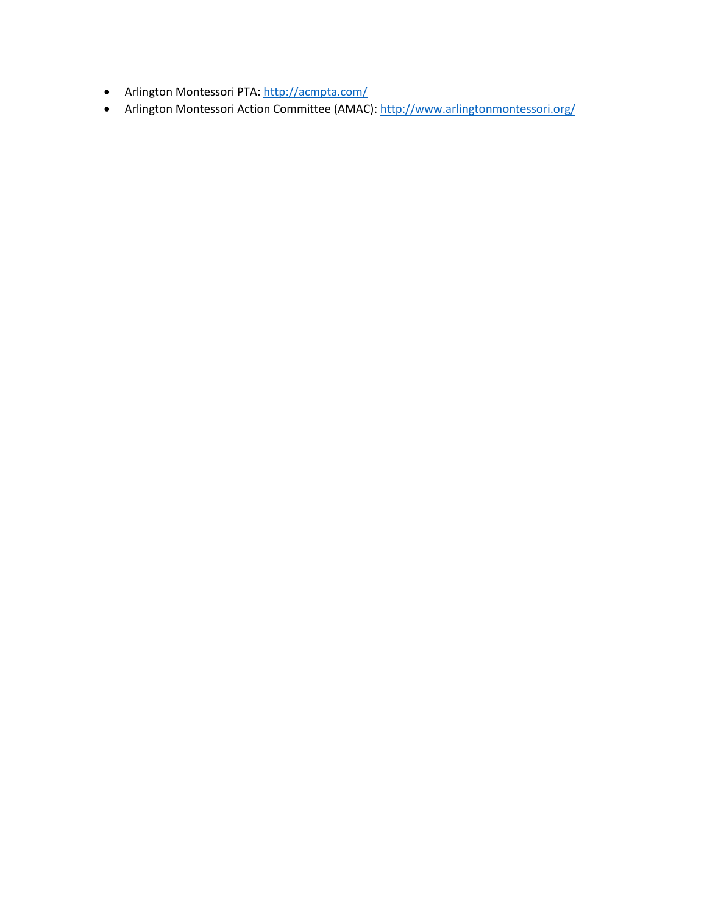- Arlington Montessori PTA: http://acmpta.com/
- Arlington Montessori Action Committee (AMAC): http://www.arlingtonmontessori.org/